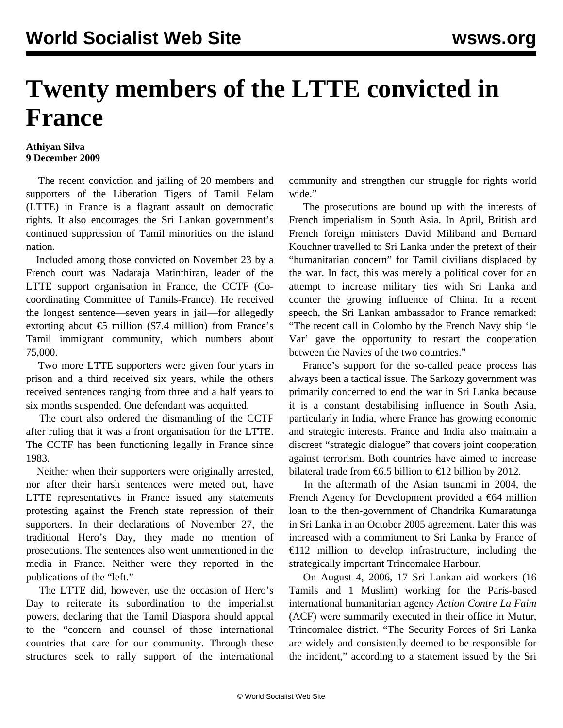# Twenty members of the LTTE convicted in France

**Athiyan Silva**
**9 December 2009**

The recent conviction and jailing of 20 members and supporters of the Liberation Tigers of Tamil Eelam (LTTE) in France is a flagrant assault on democratic rights. It also encourages the Sri Lankan government's continued suppression of Tamil minorities on the island nation.

Included among those convicted on November 23 by a French court was Nadaraja Matinthiran, leader of the LTTE support organisation in France, the CCTF (Co-coordinating Committee of Tamils-France). He received the longest sentence—seven years in jail—for allegedly extorting about €5 million ($7.4 million) from France's Tamil immigrant community, which numbers about 75,000.

Two more LTTE supporters were given four years in prison and a third received six years, while the others received sentences ranging from three and a half years to six months suspended. One defendant was acquitted.

The court also ordered the dismantling of the CCTF after ruling that it was a front organisation for the LTTE. The CCTF has been functioning legally in France since 1983.

Neither when their supporters were originally arrested, nor after their harsh sentences were meted out, have LTTE representatives in France issued any statements protesting against the French state repression of their supporters. In their declarations of November 27, the traditional Hero's Day, they made no mention of prosecutions. The sentences also went unmentioned in the media in France. Neither were they reported in the publications of the "left."

The LTTE did, however, use the occasion of Hero's Day to reiterate its subordination to the imperialist powers, declaring that the Tamil Diaspora should appeal to the "concern and counsel of those international countries that care for our community. Through these structures seek to rally support of the international community and strengthen our struggle for rights world wide."

The prosecutions are bound up with the interests of French imperialism in South Asia. In April, British and French foreign ministers David Miliband and Bernard Kouchner travelled to Sri Lanka under the pretext of their "humanitarian concern" for Tamil civilians displaced by the war. In fact, this was merely a political cover for an attempt to increase military ties with Sri Lanka and counter the growing influence of China. In a recent speech, the Sri Lankan ambassador to France remarked: "The recent call in Colombo by the French Navy ship 'le Var' gave the opportunity to restart the cooperation between the Navies of the two countries."

France's support for the so-called peace process has always been a tactical issue. The Sarkozy government was primarily concerned to end the war in Sri Lanka because it is a constant destabilising influence in South Asia, particularly in India, where France has growing economic and strategic interests. France and India also maintain a discreet "strategic dialogue" that covers joint cooperation against terrorism. Both countries have aimed to increase bilateral trade from €6.5 billion to €12 billion by 2012.

In the aftermath of the Asian tsunami in 2004, the French Agency for Development provided a €64 million loan to the then-government of Chandrika Kumaratunga in Sri Lanka in an October 2005 agreement. Later this was increased with a commitment to Sri Lanka by France of €112 million to develop infrastructure, including the strategically important Trincomalee Harbour.

On August 4, 2006, 17 Sri Lankan aid workers (16 Tamils and 1 Muslim) working for the Paris-based international humanitarian agency *Action Contre La Faim* (ACF) were summarily executed in their office in Mutur, Trincomalee district. "The Security Forces of Sri Lanka are widely and consistently deemed to be responsible for the incident," according to a statement issued by the Sri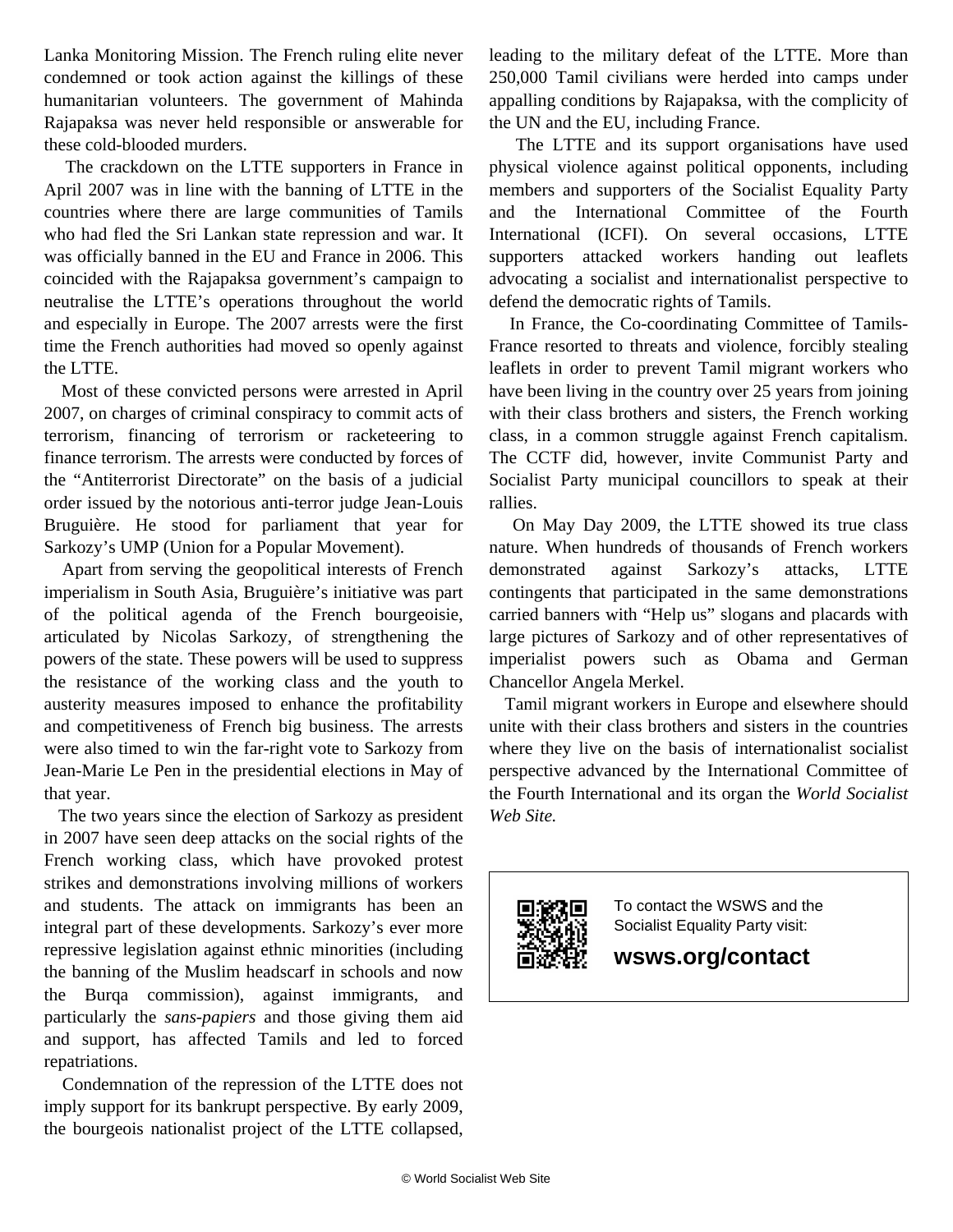Lanka Monitoring Mission. The French ruling elite never condemned or took action against the killings of these humanitarian volunteers. The government of Mahinda Rajapaksa was never held responsible or answerable for these cold-blooded murders.

The crackdown on the LTTE supporters in France in April 2007 was in line with the banning of LTTE in the countries where there are large communities of Tamils who had fled the Sri Lankan state repression and war. It was officially banned in the EU and France in 2006. This coincided with the Rajapaksa government's campaign to neutralise the LTTE's operations throughout the world and especially in Europe. The 2007 arrests were the first time the French authorities had moved so openly against the LTTE.

Most of these convicted persons were arrested in April 2007, on charges of criminal conspiracy to commit acts of terrorism, financing of terrorism or racketeering to finance terrorism. The arrests were conducted by forces of the "Antiterrorist Directorate" on the basis of a judicial order issued by the notorious anti-terror judge Jean-Louis Bruguière. He stood for parliament that year for Sarkozy's UMP (Union for a Popular Movement).

Apart from serving the geopolitical interests of French imperialism in South Asia, Bruguière's initiative was part of the political agenda of the French bourgeoisie, articulated by Nicolas Sarkozy, of strengthening the powers of the state. These powers will be used to suppress the resistance of the working class and the youth to austerity measures imposed to enhance the profitability and competitiveness of French big business. The arrests were also timed to win the far-right vote to Sarkozy from Jean-Marie Le Pen in the presidential elections in May of that year.

The two years since the election of Sarkozy as president in 2007 have seen deep attacks on the social rights of the French working class, which have provoked protest strikes and demonstrations involving millions of workers and students. The attack on immigrants has been an integral part of these developments. Sarkozy's ever more repressive legislation against ethnic minorities (including the banning of the Muslim headscarf in schools and now the Burqa commission), against immigrants, and particularly the *sans-papiers* and those giving them aid and support, has affected Tamils and led to forced repatriations.

Condemnation of the repression of the LTTE does not imply support for its bankrupt perspective. By early 2009, the bourgeois nationalist project of the LTTE collapsed, leading to the military defeat of the LTTE. More than 250,000 Tamil civilians were herded into camps under appalling conditions by Rajapaksa, with the complicity of the UN and the EU, including France.

The LTTE and its support organisations have used physical violence against political opponents, including members and supporters of the Socialist Equality Party and the International Committee of the Fourth International (ICFI). On several occasions, LTTE supporters attacked workers handing out leaflets advocating a socialist and internationalist perspective to defend the democratic rights of Tamils.

In France, the Co-coordinating Committee of Tamils-France resorted to threats and violence, forcibly stealing leaflets in order to prevent Tamil migrant workers who have been living in the country over 25 years from joining with their class brothers and sisters, the French working class, in a common struggle against French capitalism. The CCTF did, however, invite Communist Party and Socialist Party municipal councillors to speak at their rallies.

On May Day 2009, the LTTE showed its true class nature. When hundreds of thousands of French workers demonstrated against Sarkozy's attacks, LTTE contingents that participated in the same demonstrations carried banners with "Help us" slogans and placards with large pictures of Sarkozy and of other representatives of imperialist powers such as Obama and German Chancellor Angela Merkel.

Tamil migrant workers in Europe and elsewhere should unite with their class brothers and sisters in the countries where they live on the basis of internationalist socialist perspective advanced by the International Committee of the Fourth International and its organ the *World Socialist Web Site.*

To contact the WSWS and the Socialist Equality Party visit:

**wsws.org/contact**